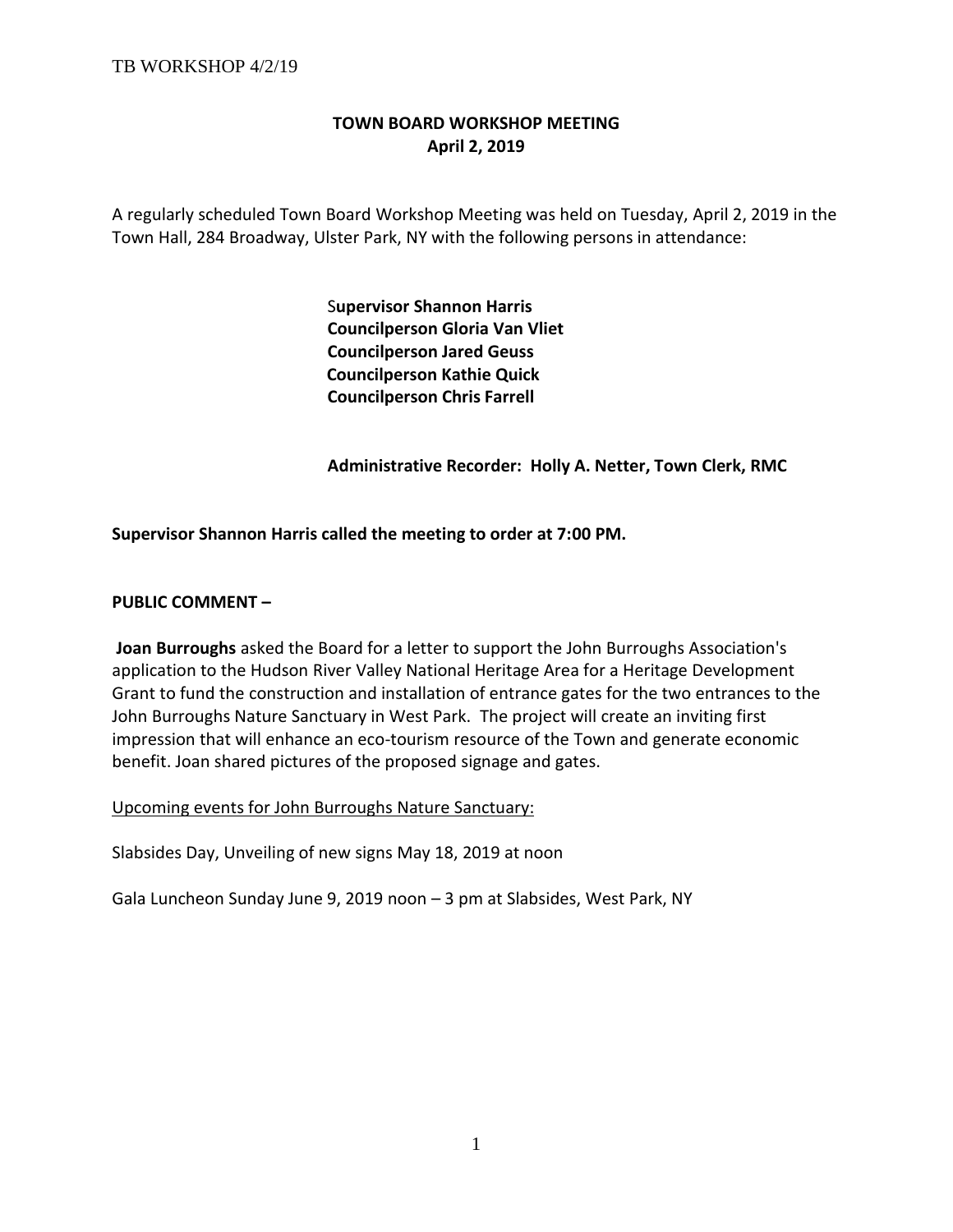## TOWN BOARD WORKSHOP MEETING
## April 2, 2019

A regularly scheduled Town Board Workshop Meeting was held on Tuesday, April 2, 2019 in the Town Hall, 284 Broadway, Ulster Park, NY with the following persons in attendance:

**Supervisor Shannon Harris**
**Councilperson Gloria Van Vliet**
**Councilperson Jared Geuss**
**Councilperson Kathie Quick**
**Councilperson Chris Farrell**

**Administrative Recorder: Holly A. Netter, Town Clerk, RMC**

**Supervisor Shannon Harris called the meeting to order at 7:00 PM.**

**PUBLIC COMMENT –**

**Joan Burroughs** asked the Board for a letter to support the John Burroughs Association's application to the Hudson River Valley National Heritage Area for a Heritage Development Grant to fund the construction and installation of entrance gates for the two entrances to the John Burroughs Nature Sanctuary in West Park. The project will create an inviting first impression that will enhance an eco-tourism resource of the Town and generate economic benefit. Joan shared pictures of the proposed signage and gates.

<u>Upcoming events for John Burroughs Nature Sanctuary:</u>

Slabsides Day, Unveiling of new signs May 18, 2019 at noon

Gala Luncheon Sunday June 9, 2019 noon – 3 pm at Slabsides, West Park, NY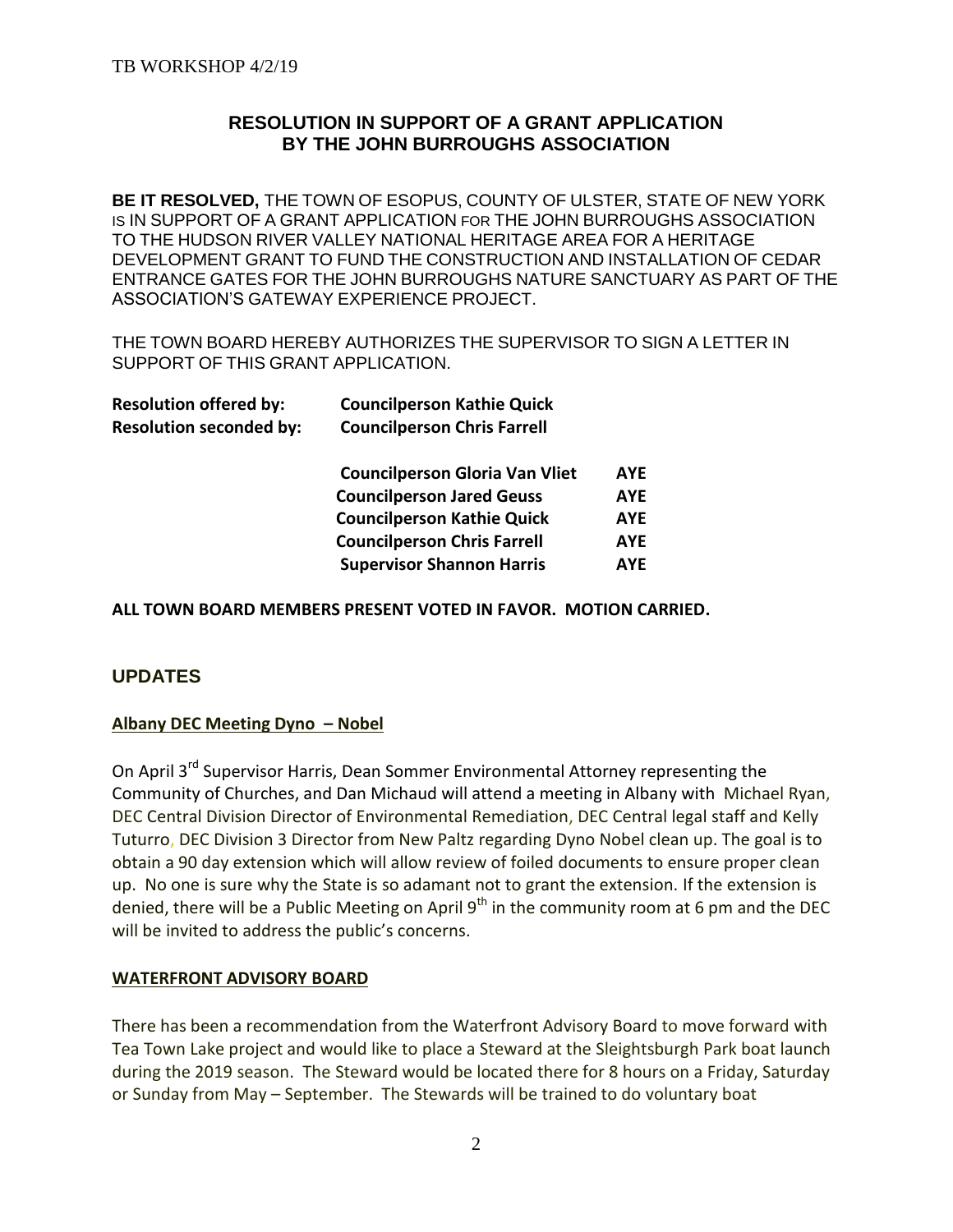## RESOLUTION IN SUPPORT OF A GRANT APPLICATION BY THE JOHN BURROUGHS ASSOCIATION

**BE IT RESOLVED,** THE TOWN OF ESOPUS, COUNTY OF ULSTER, STATE OF NEW YORK IS IN SUPPORT OF A GRANT APPLICATION FOR THE JOHN BURROUGHS ASSOCIATION TO THE HUDSON RIVER VALLEY NATIONAL HERITAGE AREA FOR A HERITAGE DEVELOPMENT GRANT TO FUND THE CONSTRUCTION AND INSTALLATION OF CEDAR ENTRANCE GATES FOR THE JOHN BURROUGHS NATURE SANCTUARY AS PART OF THE ASSOCIATION'S GATEWAY EXPERIENCE PROJECT.

THE TOWN BOARD HEREBY AUTHORIZES THE SUPERVISOR TO SIGN A LETTER IN SUPPORT OF THIS GRANT APPLICATION.

**Resolution offered by:** **Councilperson Kathie Quick**
**Resolution seconded by:** **Councilperson Chris Farrell**

| | |
|---|---|
| **Councilperson Gloria Van Vliet** | **AYE** |
| **Councilperson Jared Geuss** | **AYE** |
| **Councilperson Kathie Quick** | **AYE** |
| **Councilperson Chris Farrell** | **AYE** |
| **Supervisor Shannon Harris** | **AYE** |

**ALL TOWN BOARD MEMBERS PRESENT VOTED IN FAVOR. MOTION CARRIED.**

## UPDATES

**Albany DEC Meeting Dyno – Nobel**

On April 3rd Supervisor Harris, Dean Sommer Environmental Attorney representing the Community of Churches, and Dan Michaud will attend a meeting in Albany with Michael Ryan, DEC Central Division Director of Environmental Remediation, DEC Central legal staff and Kelly Tuturro, DEC Division 3 Director from New Paltz regarding Dyno Nobel clean up. The goal is to obtain a 90 day extension which will allow review of foiled documents to ensure proper clean up. No one is sure why the State is so adamant not to grant the extension. If the extension is denied, there will be a Public Meeting on April 9th in the community room at 6 pm and the DEC will be invited to address the public's concerns.

**WATERFRONT ADVISORY BOARD**

There has been a recommendation from the Waterfront Advisory Board to move forward with Tea Town Lake project and would like to place a Steward at the Sleightsburgh Park boat launch during the 2019 season. The Steward would be located there for 8 hours on a Friday, Saturday or Sunday from May – September. The Stewards will be trained to do voluntary boat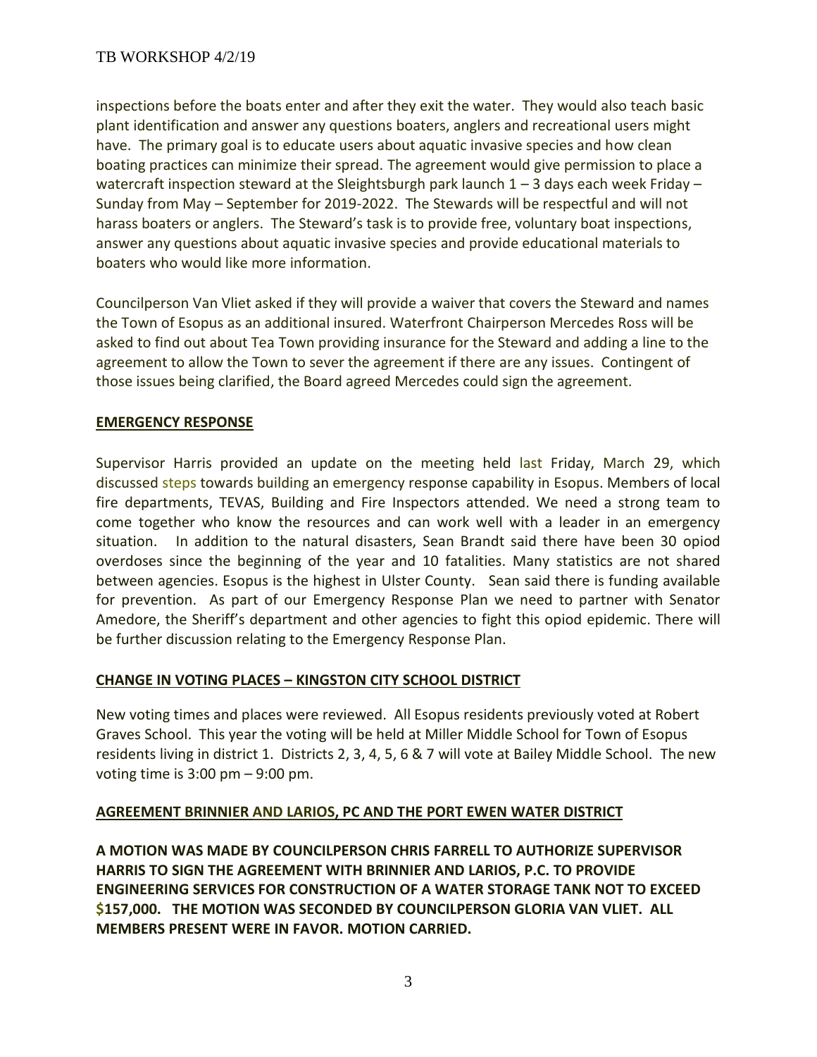inspections before the boats enter and after they exit the water. They would also teach basic plant identification and answer any questions boaters, anglers and recreational users might have. The primary goal is to educate users about aquatic invasive species and how clean boating practices can minimize their spread. The agreement would give permission to place a watercraft inspection steward at the Sleightsburgh park launch 1 – 3 days each week Friday – Sunday from May – September for 2019-2022. The Stewards will be respectful and will not harass boaters or anglers. The Steward's task is to provide free, voluntary boat inspections, answer any questions about aquatic invasive species and provide educational materials to boaters who would like more information.

Councilperson Van Vliet asked if they will provide a waiver that covers the Steward and names the Town of Esopus as an additional insured. Waterfront Chairperson Mercedes Ross will be asked to find out about Tea Town providing insurance for the Steward and adding a line to the agreement to allow the Town to sever the agreement if there are any issues. Contingent of those issues being clarified, the Board agreed Mercedes could sign the agreement.

**EMERGENCY RESPONSE**

Supervisor Harris provided an update on the meeting held last Friday, March 29, which discussed steps towards building an emergency response capability in Esopus. Members of local fire departments, TEVAS, Building and Fire Inspectors attended. We need a strong team to come together who know the resources and can work well with a leader in an emergency situation. In addition to the natural disasters, Sean Brandt said there have been 30 opiod overdoses since the beginning of the year and 10 fatalities. Many statistics are not shared between agencies. Esopus is the highest in Ulster County. Sean said there is funding available for prevention. As part of our Emergency Response Plan we need to partner with Senator Amedore, the Sheriff's department and other agencies to fight this opiod epidemic. There will be further discussion relating to the Emergency Response Plan.

**CHANGE IN VOTING PLACES – KINGSTON CITY SCHOOL DISTRICT**

New voting times and places were reviewed. All Esopus residents previously voted at Robert Graves School. This year the voting will be held at Miller Middle School for Town of Esopus residents living in district 1. Districts 2, 3, 4, 5, 6 & 7 will vote at Bailey Middle School. The new voting time is 3:00 pm – 9:00 pm.

**AGREEMENT BRINNIER AND LARIOS, PC AND THE PORT EWEN WATER DISTRICT**

**A MOTION WAS MADE BY COUNCILPERSON CHRIS FARRELL TO AUTHORIZE SUPERVISOR HARRIS TO SIGN THE AGREEMENT WITH BRINNIER AND LARIOS, P.C. TO PROVIDE ENGINEERING SERVICES FOR CONSTRUCTION OF A WATER STORAGE TANK NOT TO EXCEED $157,000. THE MOTION WAS SECONDED BY COUNCILPERSON GLORIA VAN VLIET. ALL MEMBERS PRESENT WERE IN FAVOR. MOTION CARRIED.**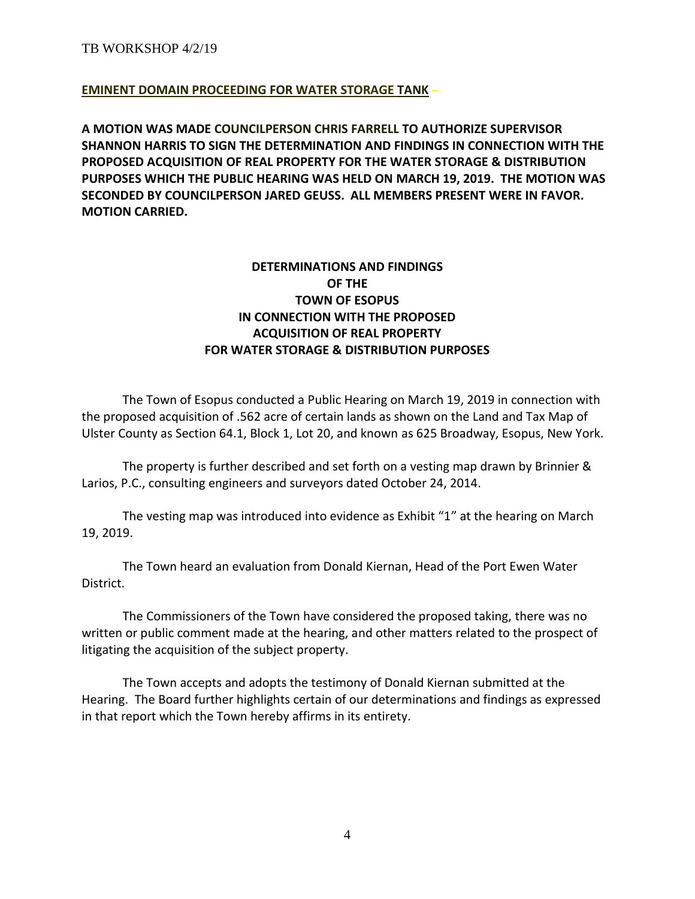**EMINENT DOMAIN PROCEEDING FOR WATER STORAGE TANK** –

**A MOTION WAS MADE COUNCILPERSON CHRIS FARRELL TO AUTHORIZE SUPERVISOR SHANNON HARRIS TO SIGN THE DETERMINATION AND FINDINGS IN CONNECTION WITH THE PROPOSED ACQUISITION OF REAL PROPERTY FOR THE WATER STORAGE & DISTRIBUTION PURPOSES WHICH THE PUBLIC HEARING WAS HELD ON MARCH 19, 2019. THE MOTION WAS SECONDED BY COUNCILPERSON JARED GEUSS. ALL MEMBERS PRESENT WERE IN FAVOR. MOTION CARRIED.**

**DETERMINATIONS AND FINDINGS
OF THE
TOWN OF ESOPUS
IN CONNECTION WITH THE PROPOSED
ACQUISITION OF REAL PROPERTY
FOR WATER STORAGE & DISTRIBUTION PURPOSES**

The Town of Esopus conducted a Public Hearing on March 19, 2019 in connection with the proposed acquisition of .562 acre of certain lands as shown on the Land and Tax Map of Ulster County as Section 64.1, Block 1, Lot 20, and known as 625 Broadway, Esopus, New York.

The property is further described and set forth on a vesting map drawn by Brinnier & Larios, P.C., consulting engineers and surveyors dated October 24, 2014.

The vesting map was introduced into evidence as Exhibit "1" at the hearing on March 19, 2019.

The Town heard an evaluation from Donald Kiernan, Head of the Port Ewen Water District.

The Commissioners of the Town have considered the proposed taking, there was no written or public comment made at the hearing, and other matters related to the prospect of litigating the acquisition of the subject property.

The Town accepts and adopts the testimony of Donald Kiernan submitted at the Hearing. The Board further highlights certain of our determinations and findings as expressed in that report which the Town hereby affirms in its entirety.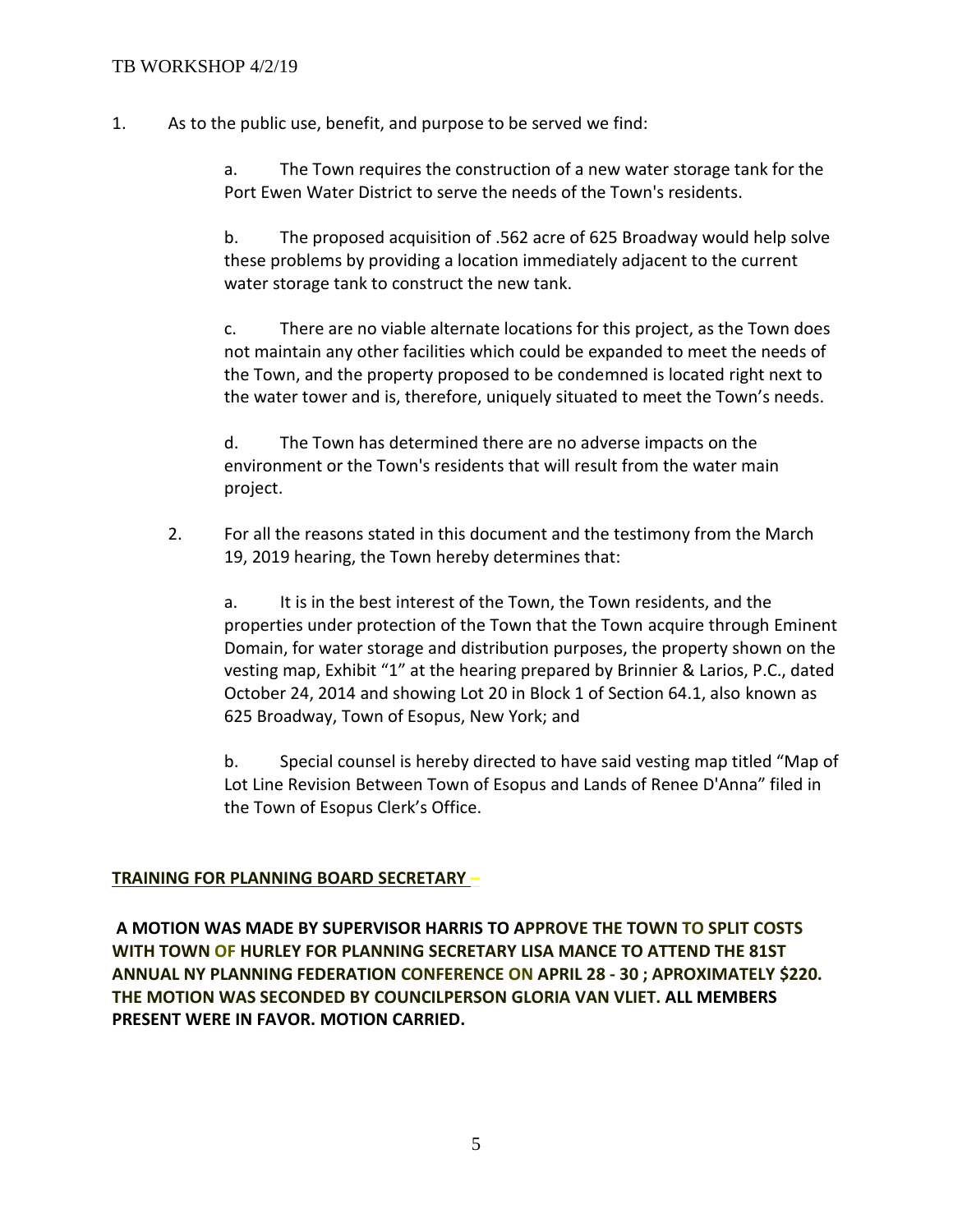1. As to the public use, benefit, and purpose to be served we find:

   a. The Town requires the construction of a new water storage tank for the Port Ewen Water District to serve the needs of the Town's residents.

   b. The proposed acquisition of .562 acre of 625 Broadway would help solve these problems by providing a location immediately adjacent to the current water storage tank to construct the new tank.

   c. There are no viable alternate locations for this project, as the Town does not maintain any other facilities which could be expanded to meet the needs of the Town, and the property proposed to be condemned is located right next to the water tower and is, therefore, uniquely situated to meet the Town's needs.

   d. The Town has determined there are no adverse impacts on the environment or the Town's residents that will result from the water main project.

2. For all the reasons stated in this document and the testimony from the March 19, 2019 hearing, the Town hereby determines that:

   a. It is in the best interest of the Town, the Town residents, and the properties under protection of the Town that the Town acquire through Eminent Domain, for water storage and distribution purposes, the property shown on the vesting map, Exhibit "1" at the hearing prepared by Brinnier & Larios, P.C., dated October 24, 2014 and showing Lot 20 in Block 1 of Section 64.1, also known as 625 Broadway, Town of Esopus, New York; and

   b. Special counsel is hereby directed to have said vesting map titled "Map of Lot Line Revision Between Town of Esopus and Lands of Renee D'Anna" filed in the Town of Esopus Clerk's Office.

**TRAINING FOR PLANNING BOARD SECRETARY –**

**A MOTION WAS MADE BY SUPERVISOR HARRIS TO APPROVE THE TOWN TO SPLIT COSTS WITH TOWN OF HURLEY FOR PLANNING SECRETARY LISA MANCE TO ATTEND THE 81ST ANNUAL NY PLANNING FEDERATION CONFERENCE ON APRIL 28 - 30 ; APROXIMATELY $220. THE MOTION WAS SECONDED BY COUNCILPERSON GLORIA VAN VLIET. ALL MEMBERS PRESENT WERE IN FAVOR. MOTION CARRIED.**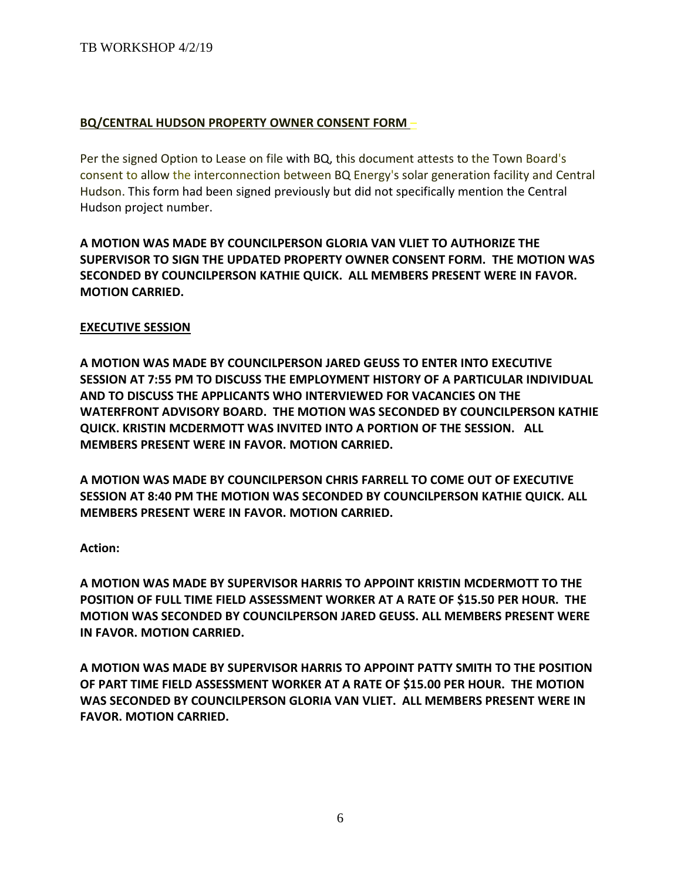**BQ/CENTRAL HUDSON PROPERTY OWNER CONSENT FORM –**

Per the signed Option to Lease on file with BQ, this document attests to the Town Board's consent to allow the interconnection between BQ Energy's solar generation facility and Central Hudson. This form had been signed previously but did not specifically mention the Central Hudson project number.

**A MOTION WAS MADE BY COUNCILPERSON GLORIA VAN VLIET TO AUTHORIZE THE SUPERVISOR TO SIGN THE UPDATED PROPERTY OWNER CONSENT FORM. THE MOTION WAS SECONDED BY COUNCILPERSON KATHIE QUICK. ALL MEMBERS PRESENT WERE IN FAVOR. MOTION CARRIED.**

**EXECUTIVE SESSION**

**A MOTION WAS MADE BY COUNCILPERSON JARED GEUSS TO ENTER INTO EXECUTIVE SESSION AT 7:55 PM TO DISCUSS THE EMPLOYMENT HISTORY OF A PARTICULAR INDIVIDUAL AND TO DISCUSS THE APPLICANTS WHO INTERVIEWED FOR VACANCIES ON THE WATERFRONT ADVISORY BOARD. THE MOTION WAS SECONDED BY COUNCILPERSON KATHIE QUICK. KRISTIN MCDERMOTT WAS INVITED INTO A PORTION OF THE SESSION. ALL MEMBERS PRESENT WERE IN FAVOR. MOTION CARRIED.**

**A MOTION WAS MADE BY COUNCILPERSON CHRIS FARRELL TO COME OUT OF EXECUTIVE SESSION AT 8:40 PM THE MOTION WAS SECONDED BY COUNCILPERSON KATHIE QUICK. ALL MEMBERS PRESENT WERE IN FAVOR. MOTION CARRIED.**

**Action:**

**A MOTION WAS MADE BY SUPERVISOR HARRIS TO APPOINT KRISTIN MCDERMOTT TO THE POSITION OF FULL TIME FIELD ASSESSMENT WORKER AT A RATE OF $15.50 PER HOUR. THE MOTION WAS SECONDED BY COUNCILPERSON JARED GEUSS. ALL MEMBERS PRESENT WERE IN FAVOR. MOTION CARRIED.**

**A MOTION WAS MADE BY SUPERVISOR HARRIS TO APPOINT PATTY SMITH TO THE POSITION OF PART TIME FIELD ASSESSMENT WORKER AT A RATE OF $15.00 PER HOUR. THE MOTION WAS SECONDED BY COUNCILPERSON GLORIA VAN VLIET. ALL MEMBERS PRESENT WERE IN FAVOR. MOTION CARRIED.**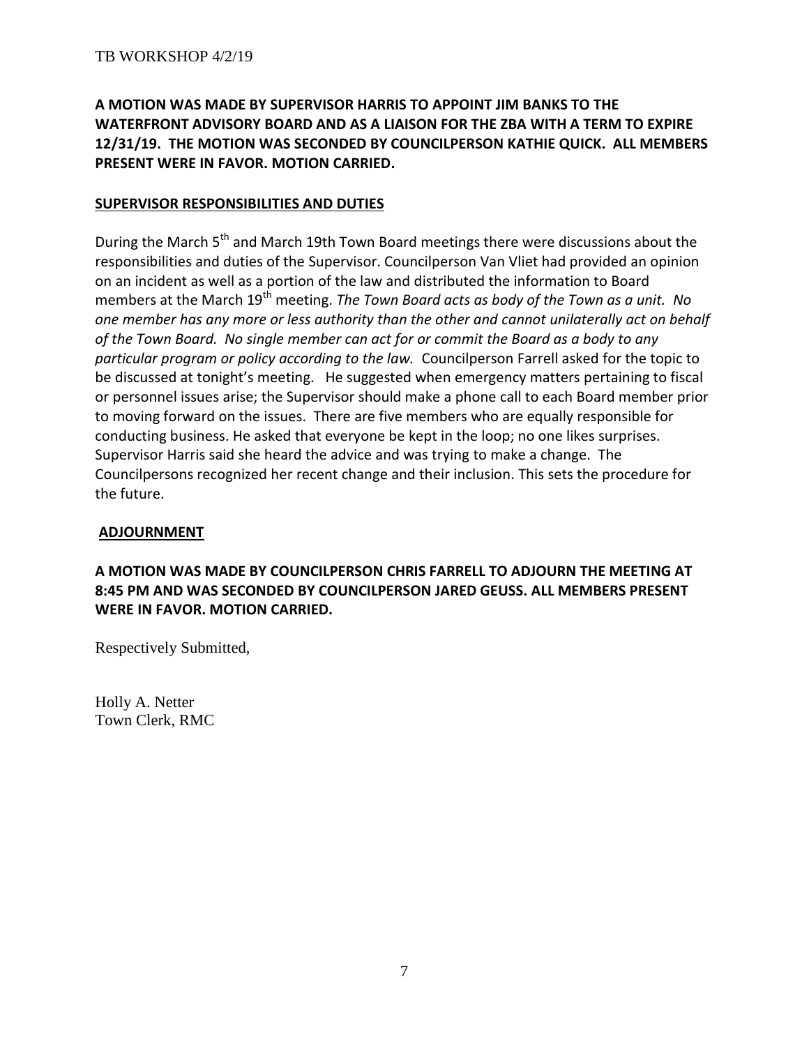**A MOTION WAS MADE BY SUPERVISOR HARRIS TO APPOINT JIM BANKS TO THE WATERFRONT ADVISORY BOARD AND AS A LIAISON FOR THE ZBA WITH A TERM TO EXPIRE 12/31/19. THE MOTION WAS SECONDED BY COUNCILPERSON KATHIE QUICK. ALL MEMBERS PRESENT WERE IN FAVOR. MOTION CARRIED.**

## SUPERVISOR RESPONSIBILITIES AND DUTIES

During the March 5th and March 19th Town Board meetings there were discussions about the responsibilities and duties of the Supervisor. Councilperson Van Vliet had provided an opinion on an incident as well as a portion of the law and distributed the information to Board members at the March 19th meeting. *The Town Board acts as body of the Town as a unit. No one member has any more or less authority than the other and cannot unilaterally act on behalf of the Town Board. No single member can act for or commit the Board as a body to any particular program or policy according to the law.* Councilperson Farrell asked for the topic to be discussed at tonight's meeting. He suggested when emergency matters pertaining to fiscal or personnel issues arise; the Supervisor should make a phone call to each Board member prior to moving forward on the issues. There are five members who are equally responsible for conducting business. He asked that everyone be kept in the loop; no one likes surprises. Supervisor Harris said she heard the advice and was trying to make a change. The Councilpersons recognized her recent change and their inclusion. This sets the procedure for the future.

## ADJOURNMENT

**A MOTION WAS MADE BY COUNCILPERSON CHRIS FARRELL TO ADJOURN THE MEETING AT 8:45 PM AND WAS SECONDED BY COUNCILPERSON JARED GEUSS. ALL MEMBERS PRESENT WERE IN FAVOR. MOTION CARRIED.**

Respectively Submitted,

Holly A. Netter
Town Clerk, RMC